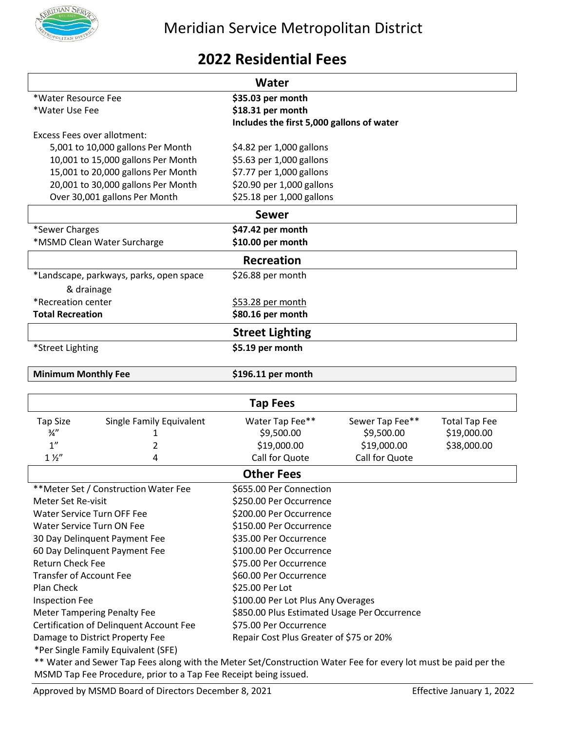# Meridian Service Metropolitan District

## 2022 Residential Fees

| Water | |
|---|---|
| *Water Resource Fee | **$35.03 per month** |
| *Water Use Fee | **$18.31 per month** |
| | **Includes the first 5,000 gallons of water** |
| Excess Fees over allotment: | |
| 5,001 to 10,000 gallons Per Month | $4.82 per 1,000 gallons |
| 10,001 to 15,000 gallons Per Month | $5.63 per 1,000 gallons |
| 15,001 to 20,000 gallons Per Month | $7.77 per 1,000 gallons |
| 20,001 to 30,000 gallons Per Month | $20.90 per 1,000 gallons |
| Over 30,001 gallons Per Month | $25.18 per 1,000 gallons |

| Sewer | |
|---|---|
| *Sewer Charges | **$47.42 per month** |
| *MSMD Clean Water Surcharge | **$10.00 per month** |

| Recreation | |
|---|---|
| *Landscape, parkways, parks, open space & drainage | $26.88 per month |
| *Recreation center | $53.28 per month |
| **Total Recreation** | **$80.16 per month** |

| Street Lighting | |
|---|---|
| *Street Lighting | **$5.19 per month** |

| | |
|---|---|
| **Minimum Monthly Fee** | **$196.11 per month** |

### Tap Fees

| Tap Size | Single Family Equivalent | Water Tap Fee** | Sewer Tap Fee** | Total Tap Fee |
|---|---|---|---|---|
| ¾" | 1 | $9,500.00 | $9,500.00 | $19,000.00 |
| 1" | 2 | $19,000.00 | $19,000.00 | $38,000.00 |
| 1 ½" | 4 | Call for Quote | Call for Quote | |

### Other Fees

| | |
|---|---|
| **Meter Set / Construction Water Fee | $655.00 Per Connection |
| Meter Set Re-visit | $250.00 Per Occurrence |
| Water Service Turn OFF Fee | $200.00 Per Occurrence |
| Water Service Turn ON Fee | $150.00 Per Occurrence |
| 30 Day Delinquent Payment Fee | $35.00 Per Occurrence |
| 60 Day Delinquent Payment Fee | $100.00 Per Occurrence |
| Return Check Fee | $75.00 Per Occurrence |
| Transfer of Account Fee | $60.00 Per Occurrence |
| Plan Check | $25.00 Per Lot |
| Inspection Fee | $100.00 Per Lot Plus Any Overages |
| Meter Tampering Penalty Fee | $850.00 Plus Estimated Usage Per Occurrence |
| Certification of Delinquent Account Fee | $75.00 Per Occurrence |
| Damage to District Property Fee | Repair Cost Plus Greater of $75 or 20% |

*Per Single Family Equivalent (SFE)

** Water and Sewer Tap Fees along with the Meter Set/Construction Water Fee for every lot must be paid per the MSMD Tap Fee Procedure, prior to a Tap Fee Receipt being issued.

Approved by MSMD Board of Directors December 8, 2021 — Effective January 1, 2022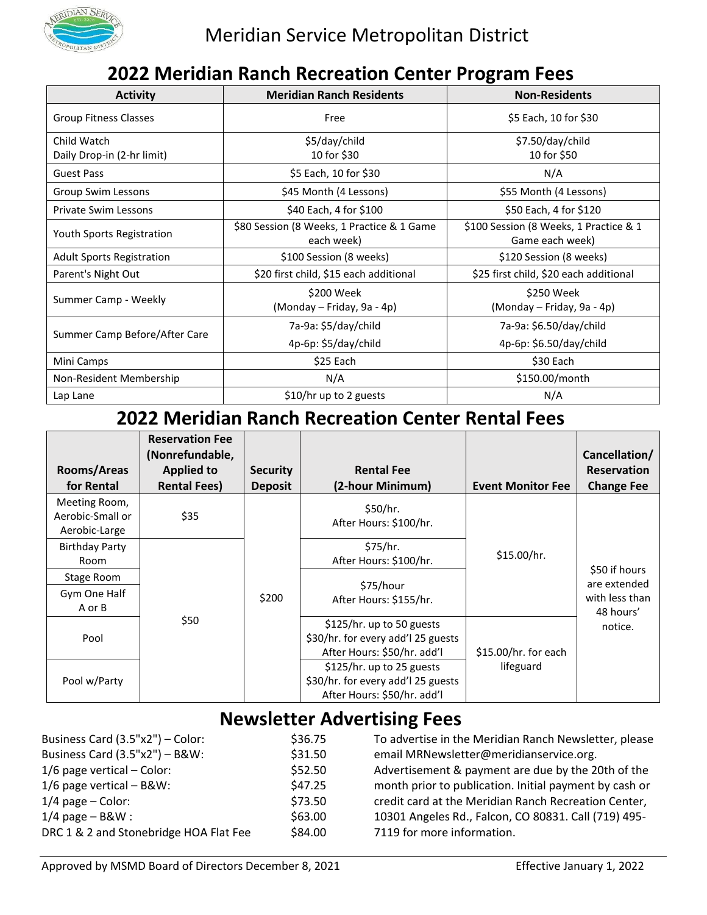Meridian Service Metropolitan District

# 2022 Meridian Ranch Recreation Center Program Fees

| Activity | Meridian Ranch Residents | Non-Residents |
|---|---|---|
| Group Fitness Classes | Free | $5 Each, 10 for $30 |
| Child Watch<br>Daily Drop-in (2-hr limit) | $5/day/child<br>10 for $30 | $7.50/day/child<br>10 for $50 |
| Guest Pass | $5 Each, 10 for $30 | N/A |
| Group Swim Lessons | $45 Month (4 Lessons) | $55 Month (4 Lessons) |
| Private Swim Lessons | $40 Each, 4 for $100 | $50 Each, 4 for $120 |
| Youth Sports Registration | $80 Session (8 Weeks, 1 Practice & 1 Game each week) | $100 Session (8 Weeks, 1 Practice & 1 Game each week) |
| Adult Sports Registration | $100 Session (8 weeks) | $120 Session (8 weeks) |
| Parent's Night Out | $20 first child, $15 each additional | $25 first child, $20 each additional |
| Summer Camp - Weekly | $200 Week<br>(Monday – Friday, 9a - 4p) | $250 Week<br>(Monday – Friday, 9a - 4p) |
| Summer Camp Before/After Care | 7a-9a: $5/day/child<br>4p-6p: $5/day/child | 7a-9a: $6.50/day/child<br>4p-6p: $6.50/day/child |
| Mini Camps | $25 Each | $30 Each |
| Non-Resident Membership | N/A | $150.00/month |
| Lap Lane | $10/hr up to 2 guests | N/A |

# 2022 Meridian Ranch Recreation Center Rental Fees

| Rooms/Areas for Rental | Reservation Fee (Nonrefundable, Applied to Rental Fees) | Security Deposit | Rental Fee (2-hour Minimum) | Event Monitor Fee | Cancellation/ Reservation Change Fee |
|---|---|---|---|---|---|
| Meeting Room, Aerobic-Small or Aerobic-Large | $35 | $200 | $50/hr.<br>After Hours: $100/hr. | $15.00/hr. | $50 if hours are extended with less than 48 hours' notice. |
| Birthday Party Room | $50 | | $75/hr.<br>After Hours: $100/hr. | | |
| Stage Room | | | $75/hour<br>After Hours: $155/hr. | | |
| Gym One Half A or B | | | | | |
| Pool | | | $125/hr. up to 50 guests<br>$30/hr. for every add'l 25 guests<br>After Hours: $50/hr. add'l | $15.00/hr. for each lifeguard | |
| Pool w/Party | | | $125/hr. up to 25 guests<br>$30/hr. for every add'l 25 guests<br>After Hours: $50/hr. add'l | | |

# Newsletter Advertising Fees

| | |
|---|---|
| Business Card (3.5"x2") – Color: | $36.75 |
| Business Card (3.5"x2") – B&W: | $31.50 |
| 1/6 page vertical – Color: | $52.50 |
| 1/6 page vertical – B&W: | $47.25 |
| 1/4 page – Color: | $73.50 |
| 1/4 page – B&W : | $63.00 |
| DRC 1 & 2 and Stonebridge HOA Flat Fee | $84.00 |

To advertise in the Meridian Ranch Newsletter, please email MRNewsletter@meridianservice.org. Advertisement & payment are due by the 20th of the month prior to publication. Initial payment by cash or credit card at the Meridian Ranch Recreation Center, 10301 Angeles Rd., Falcon, CO 80831. Call (719) 495-7119 for more information.

Approved by MSMD Board of Directors December 8, 2021 — Effective January 1, 2022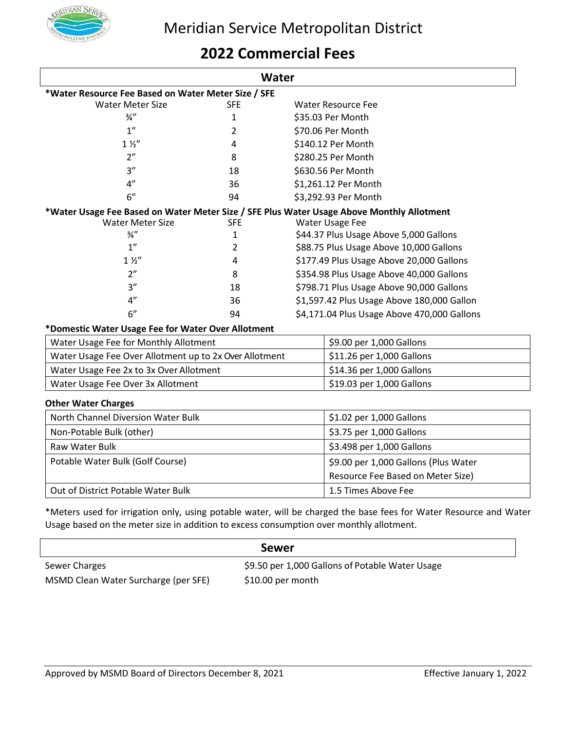# Meridian Service Metropolitan District

## 2022 Commercial Fees

### Water

**\*Water Resource Fee Based on Water Meter Size / SFE**

| Water Meter Size | SFE | Water Resource Fee |
|---|---|---|
| ¾" | 1 | $35.03 Per Month |
| 1" | 2 | $70.06 Per Month |
| 1 ½" | 4 | $140.12 Per Month |
| 2" | 8 | $280.25 Per Month |
| 3" | 18 | $630.56 Per Month |
| 4" | 36 | $1,261.12 Per Month |
| 6" | 94 | $3,292.93 Per Month |

**\*Water Usage Fee Based on Water Meter Size / SFE Plus Water Usage Above Monthly Allotment**

| Water Meter Size | SFE | Water Usage Fee |
|---|---|---|
| ¾" | 1 | $44.37 Plus Usage Above 5,000 Gallons |
| 1" | 2 | $88.75 Plus Usage Above 10,000 Gallons |
| 1 ½" | 4 | $177.49 Plus Usage Above 20,000 Gallons |
| 2" | 8 | $354.98 Plus Usage Above 40,000 Gallons |
| 3" | 18 | $798.71 Plus Usage Above 90,000 Gallons |
| 4" | 36 | $1,597.42 Plus Usage Above 180,000 Gallon |
| 6" | 94 | $4,171.04 Plus Usage Above 470,000 Gallons |

**\*Domestic Water Usage Fee for Water Over Allotment**

| | |
|---|---|
| Water Usage Fee for Monthly Allotment | $9.00 per 1,000 Gallons |
| Water Usage Fee Over Allotment up to 2x Over Allotment | $11.26 per 1,000 Gallons |
| Water Usage Fee 2x to 3x Over Allotment | $14.36 per 1,000 Gallons |
| Water Usage Fee Over 3x Allotment | $19.03 per 1,000 Gallons |

**Other Water Charges**

| | |
|---|---|
| North Channel Diversion Water Bulk | $1.02 per 1,000 Gallons |
| Non-Potable Bulk (other) | $3.75 per 1,000 Gallons |
| Raw Water Bulk | $3.498 per 1,000 Gallons |
| Potable Water Bulk (Golf Course) | $9.00 per 1,000 Gallons (Plus Water Resource Fee Based on Meter Size) |
| Out of District Potable Water Bulk | 1.5 Times Above Fee |

\*Meters used for irrigation only, using potable water, will be charged the base fees for Water Resource and Water Usage based on the meter size in addition to excess consumption over monthly allotment.

### Sewer

| | |
|---|---|
| Sewer Charges | $9.50 per 1,000 Gallons of Potable Water Usage |
| MSMD Clean Water Surcharge (per SFE) | $10.00 per month |

Approved by MSMD Board of Directors December 8, 2021 — Effective January 1, 2022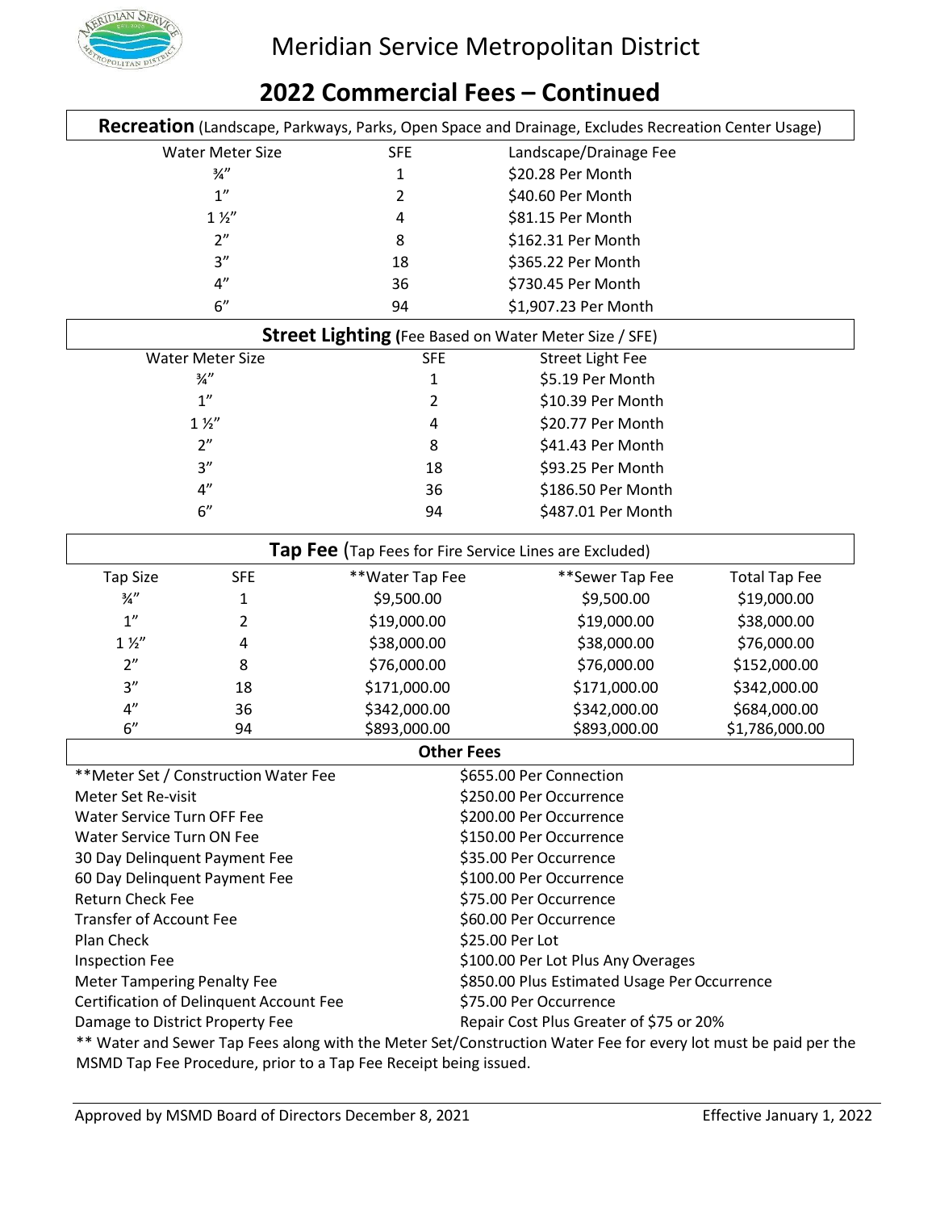# Meridian Service Metropolitan District

## 2022 Commercial Fees – Continued

**Recreation** (Landscape, Parkways, Parks, Open Space and Drainage, Excludes Recreation Center Usage)

| Water Meter Size | SFE | Landscape/Drainage Fee |
|---|---|---|
| ¾” | 1 | $20.28 Per Month |
| 1” | 2 | $40.60 Per Month |
| 1 ½” | 4 | $81.15 Per Month |
| 2” | 8 | $162.31 Per Month |
| 3” | 18 | $365.22 Per Month |
| 4” | 36 | $730.45 Per Month |
| 6” | 94 | $1,907.23 Per Month |

**Street Lighting (**Fee Based on Water Meter Size / SFE)

| Water Meter Size | SFE | Street Light Fee |
|---|---|---|
| ¾” | 1 | $5.19 Per Month |
| 1” | 2 | $10.39 Per Month |
| 1 ½” | 4 | $20.77 Per Month |
| 2” | 8 | $41.43 Per Month |
| 3” | 18 | $93.25 Per Month |
| 4” | 36 | $186.50 Per Month |
| 6” | 94 | $487.01 Per Month |

**Tap Fee** (Tap Fees for Fire Service Lines are Excluded)

| Tap Size | SFE | **Water Tap Fee | **Sewer Tap Fee | Total Tap Fee |
|---|---|---|---|---|
| ¾” | 1 | $9,500.00 | $9,500.00 | $19,000.00 |
| 1” | 2 | $19,000.00 | $19,000.00 | $38,000.00 |
| 1 ½” | 4 | $38,000.00 | $38,000.00 | $76,000.00 |
| 2” | 8 | $76,000.00 | $76,000.00 | $152,000.00 |
| 3” | 18 | $171,000.00 | $171,000.00 | $342,000.00 |
| 4” | 36 | $342,000.00 | $342,000.00 | $684,000.00 |
| 6” | 94 | $893,000.00 | $893,000.00 | $1,786,000.00 |

**Other Fees**

| Fee | Amount |
|---|---|
| **Meter Set / Construction Water Fee | $655.00 Per Connection |
| Meter Set Re-visit | $250.00 Per Occurrence |
| Water Service Turn OFF Fee | $200.00 Per Occurrence |
| Water Service Turn ON Fee | $150.00 Per Occurrence |
| 30 Day Delinquent Payment Fee | $35.00 Per Occurrence |
| 60 Day Delinquent Payment Fee | $100.00 Per Occurrence |
| Return Check Fee | $75.00 Per Occurrence |
| Transfer of Account Fee | $60.00 Per Occurrence |
| Plan Check | $25.00 Per Lot |
| Inspection Fee | $100.00 Per Lot Plus Any Overages |
| Meter Tampering Penalty Fee | $850.00 Plus Estimated Usage Per Occurrence |
| Certification of Delinquent Account Fee | $75.00 Per Occurrence |
| Damage to District Property Fee | Repair Cost Plus Greater of $75 or 20% |

** Water and Sewer Tap Fees along with the Meter Set/Construction Water Fee for every lot must be paid per the MSMD Tap Fee Procedure, prior to a Tap Fee Receipt being issued.

Approved by MSMD Board of Directors December 8, 2021 — Effective January 1, 2022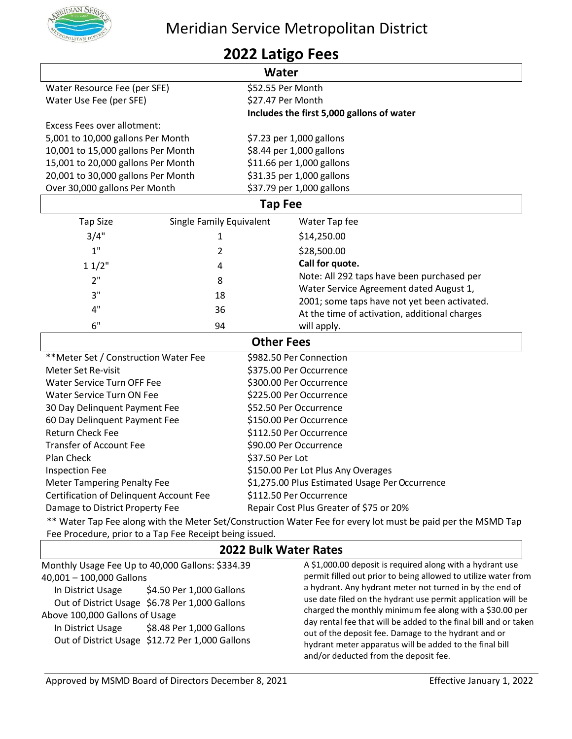# Meridian Service Metropolitan District

## 2022 Latigo Fees

### Water

| | |
|---|---|
| Water Resource Fee (per SFE) | $52.55 Per Month |
| Water Use Fee (per SFE) | $27.47 Per Month |
| | **Includes the first 5,000 gallons of water** |
| Excess Fees over allotment: | |
| 5,001 to 10,000 gallons Per Month | $7.23 per 1,000 gallons |
| 10,001 to 15,000 gallons Per Month | $8.44 per 1,000 gallons |
| 15,001 to 20,000 gallons Per Month | $11.66 per 1,000 gallons |
| 20,001 to 30,000 gallons Per Month | $31.35 per 1,000 gallons |
| Over 30,000 gallons Per Month | $37.79 per 1,000 gallons |

### Tap Fee

| Tap Size | Single Family Equivalent | Water Tap fee |
|---|---|---|
| 3/4" | 1 | $14,250.00 |
| 1" | 2 | $28,500.00 |
| 1 1/2" | 4 | **Call for quote.** |
| 2" | 8 | |
| 3" | 18 | |
| 4" | 36 | |
| 6" | 94 | |

Note: All 292 taps have been purchased per Water Service Agreement dated August 1, 2001; some taps have not yet been activated. At the time of activation, additional charges will apply.

### Other Fees

| | |
|---|---|
| **Meter Set / Construction Water Fee | $982.50 Per Connection |
| Meter Set Re-visit | $375.00 Per Occurrence |
| Water Service Turn OFF Fee | $300.00 Per Occurrence |
| Water Service Turn ON Fee | $225.00 Per Occurrence |
| 30 Day Delinquent Payment Fee | $52.50 Per Occurrence |
| 60 Day Delinquent Payment Fee | $150.00 Per Occurrence |
| Return Check Fee | $112.50 Per Occurrence |
| Transfer of Account Fee | $90.00 Per Occurrence |
| Plan Check | $37.50 Per Lot |
| Inspection Fee | $150.00 Per Lot Plus Any Overages |
| Meter Tampering Penalty Fee | $1,275.00 Plus Estimated Usage Per Occurrence |
| Certification of Delinquent Account Fee | $112.50 Per Occurrence |
| Damage to District Property Fee | Repair Cost Plus Greater of $75 or 20% |

** Water Tap Fee along with the Meter Set/Construction Water Fee for every lot must be paid per the MSMD Tap Fee Procedure, prior to a Tap Fee Receipt being issued.

### 2022 Bulk Water Rates

Monthly Usage Fee Up to 40,000 Gallons: $334.39

40,001 – 100,000 Gallons

- In District Usage $4.50 Per 1,000 Gallons
- Out of District Usage $6.78 Per 1,000 Gallons

Above 100,000 Gallons of Usage

- In District Usage $8.48 Per 1,000 Gallons
- Out of District Usage $12.72 Per 1,000 Gallons

A $1,000.00 deposit is required along with a hydrant use permit filled out prior to being allowed to utilize water from a hydrant. Any hydrant meter not turned in by the end of use date filed on the hydrant use permit application will be charged the monthly minimum fee along with a $30.00 per day rental fee that will be added to the final bill and or taken out of the deposit fee. Damage to the hydrant and or hydrant meter apparatus will be added to the final bill and/or deducted from the deposit fee.

Approved by MSMD Board of Directors December 8, 2021 — Effective January 1, 2022